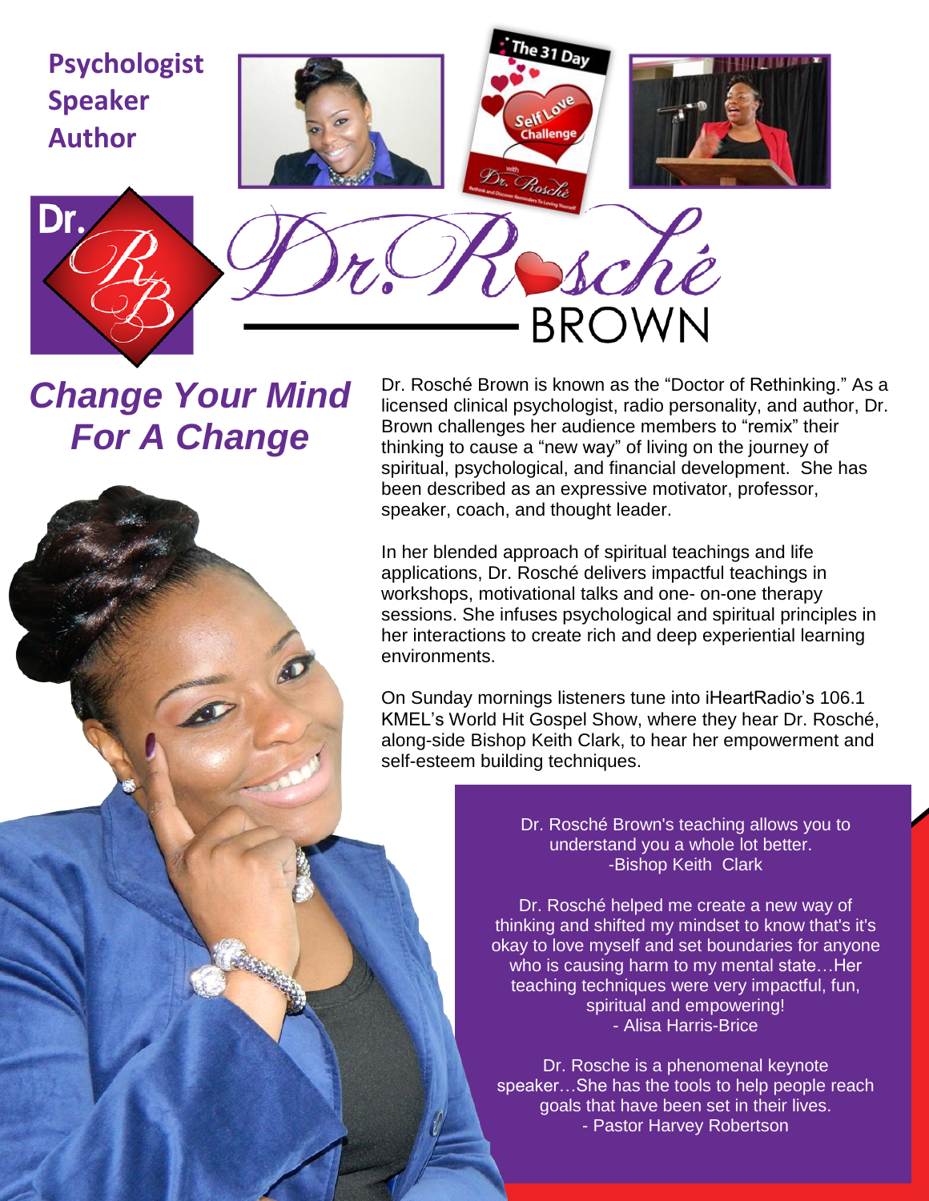**Psychologist**
**Speaker**
**Author**

# Dr. Rosché BROWN

## *Change Your Mind For A Change*

Dr. Rosché Brown is known as the "Doctor of Rethinking." As a licensed clinical psychologist, radio personality, and author, Dr. Brown challenges her audience members to "remix" their thinking to cause a "new way" of living on the journey of spiritual, psychological, and financial development. She has been described as an expressive motivator, professor, speaker, coach, and thought leader.

In her blended approach of spiritual teachings and life applications, Dr. Rosché delivers impactful teachings in workshops, motivational talks and one- on-one therapy sessions. She infuses psychological and spiritual principles in her interactions to create rich and deep experiential learning environments.

On Sunday mornings listeners tune into iHeartRadio's 106.1 KMEL's World Hit Gospel Show, where they hear Dr. Rosché, along-side Bishop Keith Clark, to hear her empowerment and self-esteem building techniques.

Dr. Rosché Brown's teaching allows you to understand you a whole lot better.
-Bishop Keith Clark

Dr. Rosché helped me create a new way of thinking and shifted my mindset to know that's it's okay to love myself and set boundaries for anyone who is causing harm to my mental state…Her teaching techniques were very impactful, fun, spiritual and empowering!
- Alisa Harris-Brice

Dr. Rosche is a phenomenal keynote speaker…She has the tools to help people reach goals that have been set in their lives.
- Pastor Harvey Robertson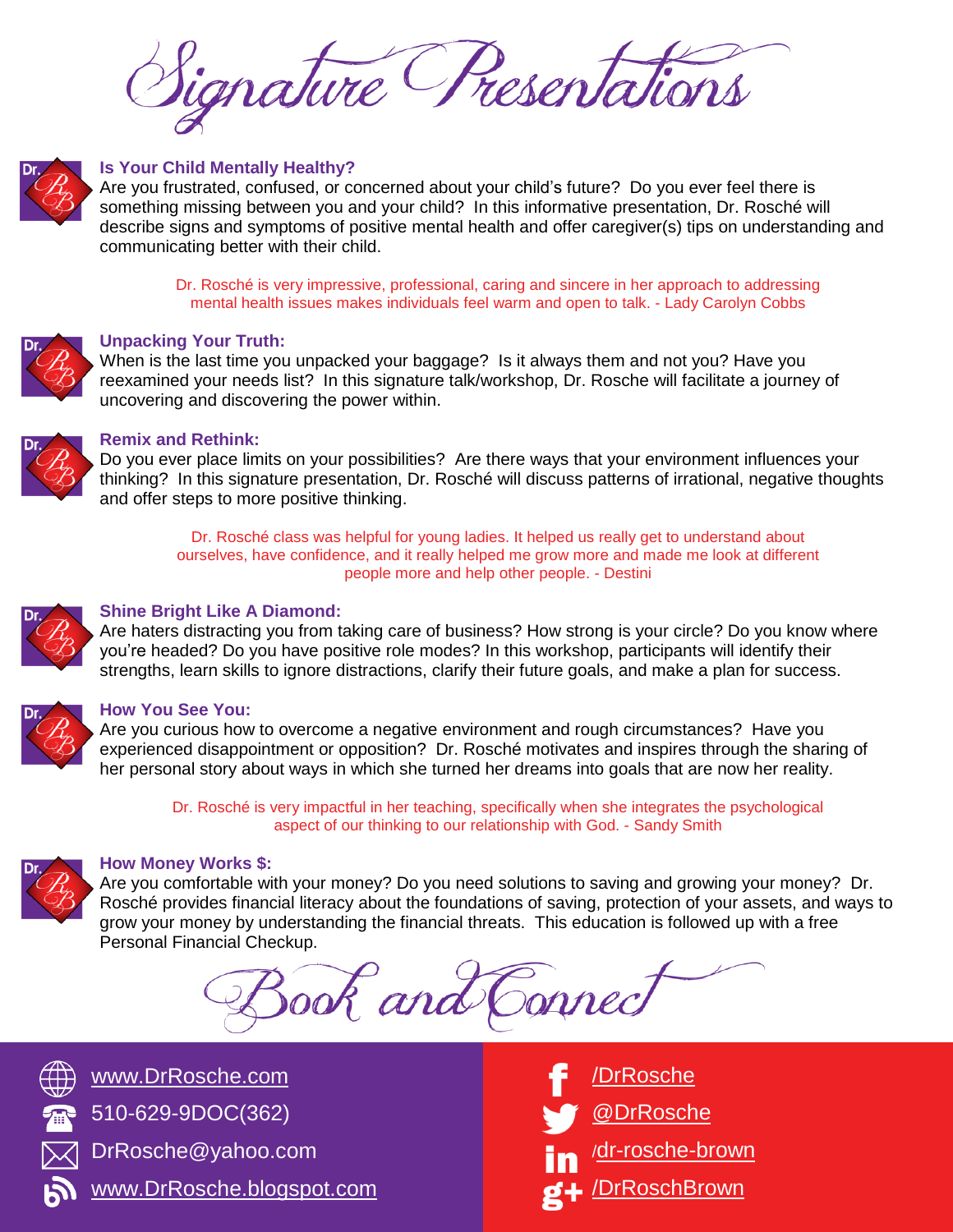# Signature Presentations

### Is Your Child Mentally Healthy?

Are you frustrated, confused, or concerned about your child's future? Do you ever feel there is something missing between you and your child? In this informative presentation, Dr. Rosché will describe signs and symptoms of positive mental health and offer caregiver(s) tips on understanding and communicating better with their child.

> Dr. Rosché is very impressive, professional, caring and sincere in her approach to addressing mental health issues makes individuals feel warm and open to talk. - Lady Carolyn Cobbs

### Unpacking Your Truth:

When is the last time you unpacked your baggage? Is it always them and not you? Have you reexamined your needs list? In this signature talk/workshop, Dr. Rosche will facilitate a journey of uncovering and discovering the power within.

### Remix and Rethink:

Do you ever place limits on your possibilities? Are there ways that your environment influences your thinking? In this signature presentation, Dr. Rosché will discuss patterns of irrational, negative thoughts and offer steps to more positive thinking.

> Dr. Rosché class was helpful for young ladies. It helped us really get to understand about ourselves, have confidence, and it really helped me grow more and made me look at different people more and help other people. - Destini

### Shine Bright Like A Diamond:

Are haters distracting you from taking care of business? How strong is your circle? Do you know where you're headed? Do you have positive role modes? In this workshop, participants will identify their strengths, learn skills to ignore distractions, clarify their future goals, and make a plan for success.

### How You See You:

Are you curious how to overcome a negative environment and rough circumstances? Have you experienced disappointment or opposition? Dr. Rosché motivates and inspires through the sharing of her personal story about ways in which she turned her dreams into goals that are now her reality.

> Dr. Rosché is very impactful in her teaching, specifically when she integrates the psychological aspect of our thinking to our relationship with God. - Sandy Smith

### How Money Works $:

Are you comfortable with your money? Do you need solutions to saving and growing your money? Dr. Rosché provides financial literacy about the foundations of saving, protection of your assets, and ways to grow your money by understanding the financial threats. This education is followed up with a free Personal Financial Checkup.

## Book and Connect

- www.DrRosche.com
- 510-629-9DOC(362)
- DrRosche@yahoo.com
- www.DrRosche.blogspot.com
- /DrRosche
- @DrRosche
- /dr-rosche-brown
- /DrRoschBrown